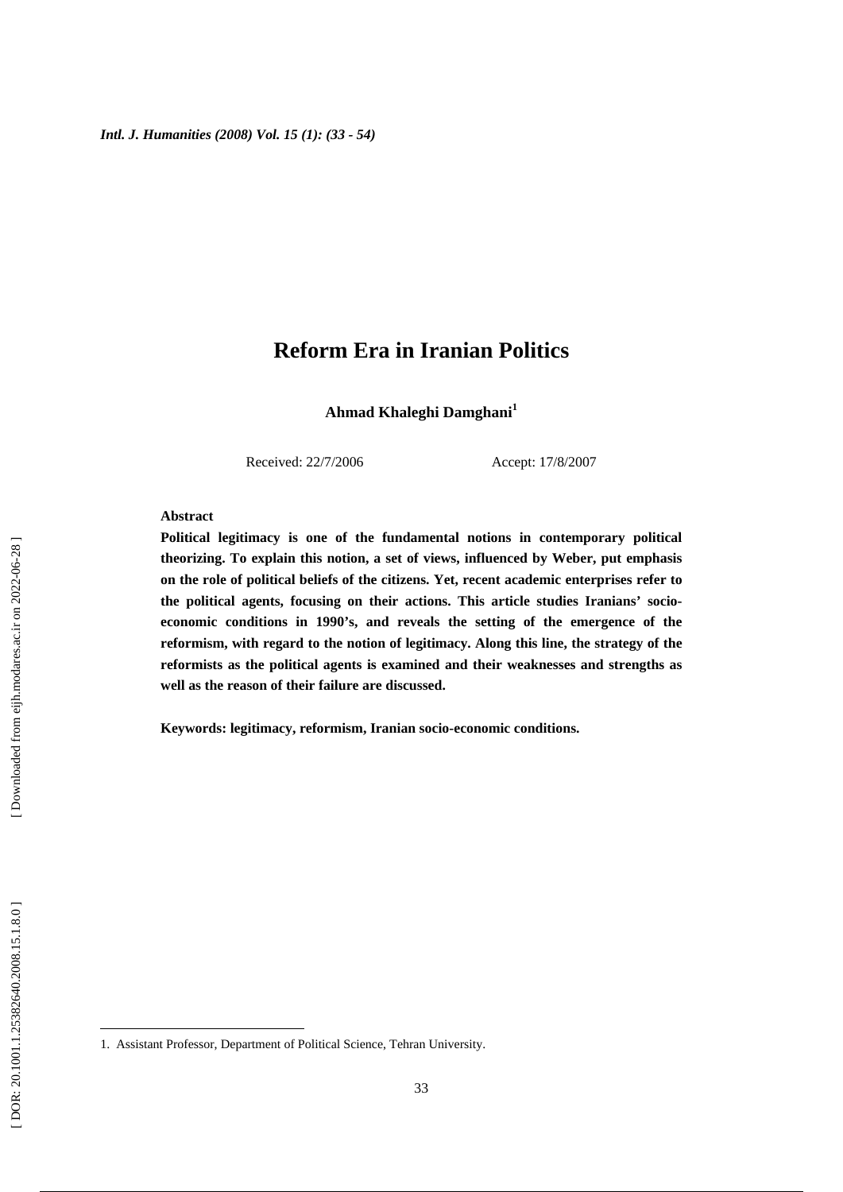# Reform Era in Iranian Politics

**Ahmad Khaleghi Damghani**[1]

Received: 22/7/2006 Accept: 17/8/2007

**Abstract**

**Political legitimacy is one of the fundamental notions in contemporary political theorizing. To explain this notion, a set of views, influenced by Weber, put emphasis on the role of political beliefs of the citizens. Yet, recent academic enterprises refer to the political agents, focusing on their actions. This article studies Iranians' socio-economic conditions in 1990's, and reveals the setting of the emergence of the reformism, with regard to the notion of legitimacy. Along this line, the strategy of the reformists as the political agents is examined and their weaknesses and strengths as well as the reason of their failure are discussed.**

**Keywords: legitimacy, reformism, Iranian socio-economic conditions.**

---

1. Assistant Professor, Department of Political Science, Tehran University.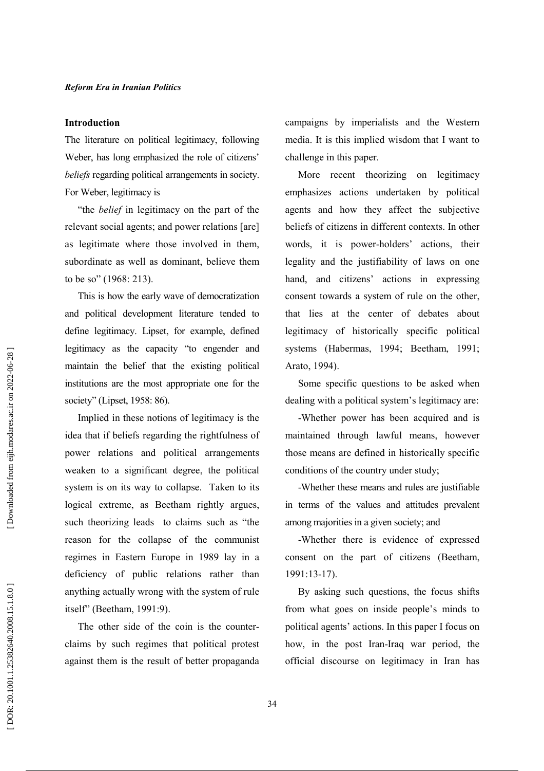## Introduction

The literature on political legitimacy, following Weber, has long emphasized the role of citizens' *beliefs* regarding political arrangements in society. For Weber, legitimacy is

"the *belief* in legitimacy on the part of the relevant social agents; and power relations [are] as legitimate where those involved in them, subordinate as well as dominant, believe them to be so" (1968: 213).

This is how the early wave of democratization and political development literature tended to define legitimacy. Lipset, for example, defined legitimacy as the capacity "to engender and maintain the belief that the existing political institutions are the most appropriate one for the society" (Lipset, 1958: 86).

Implied in these notions of legitimacy is the idea that if beliefs regarding the rightfulness of power relations and political arrangements weaken to a significant degree, the political system is on its way to collapse. Taken to its logical extreme, as Beetham rightly argues, such theorizing leads to claims such as "the reason for the collapse of the communist regimes in Eastern Europe in 1989 lay in a deficiency of public relations rather than anything actually wrong with the system of rule itself" (Beetham, 1991:9).

The other side of the coin is the counter-claims by such regimes that political protest against them is the result of better propaganda campaigns by imperialists and the Western media. It is this implied wisdom that I want to challenge in this paper.

More recent theorizing on legitimacy emphasizes actions undertaken by political agents and how they affect the subjective beliefs of citizens in different contexts. In other words, it is power-holders' actions, their legality and the justifiability of laws on one hand, and citizens' actions in expressing consent towards a system of rule on the other, that lies at the center of debates about legitimacy of historically specific political systems (Habermas, 1994; Beetham, 1991; Arato, 1994).

Some specific questions to be asked when dealing with a political system's legitimacy are:

-Whether power has been acquired and is maintained through lawful means, however those means are defined in historically specific conditions of the country under study;

-Whether these means and rules are justifiable in terms of the values and attitudes prevalent among majorities in a given society; and

-Whether there is evidence of expressed consent on the part of citizens (Beetham, 1991:13-17).

By asking such questions, the focus shifts from what goes on inside people's minds to political agents' actions. In this paper I focus on how, in the post Iran-Iraq war period, the official discourse on legitimacy in Iran has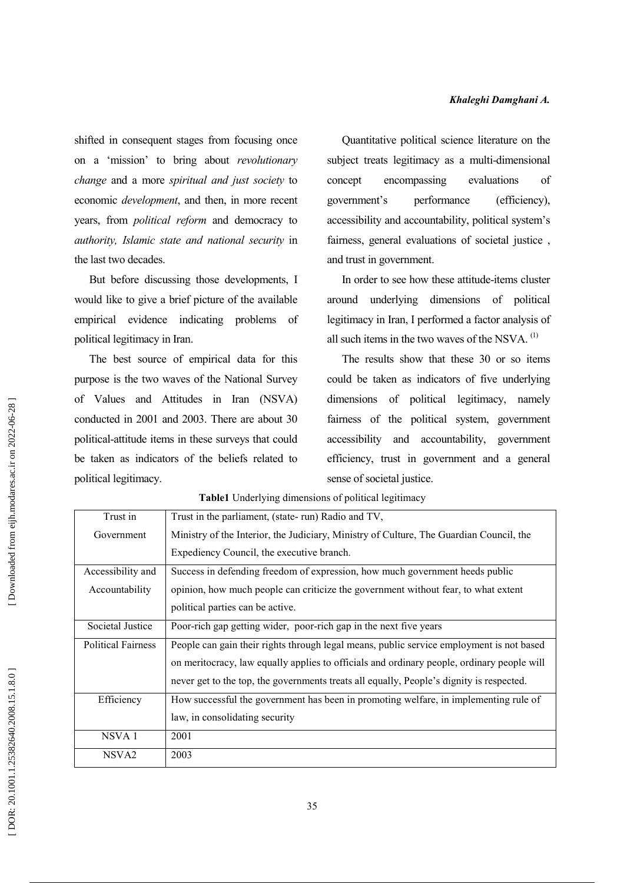shifted in consequent stages from focusing once on a 'mission' to bring about *revolutionary change* and a more *spiritual and just society* to economic *development*, and then, in more recent years, from *political reform* and democracy to *authority, Islamic state and national security* in the last two decades.

But before discussing those developments, I would like to give a brief picture of the available empirical evidence indicating problems of political legitimacy in Iran.

The best source of empirical data for this purpose is the two waves of the National Survey of Values and Attitudes in Iran (NSVA) conducted in 2001 and 2003. There are about 30 political-attitude items in these surveys that could be taken as indicators of the beliefs related to political legitimacy.

Quantitative political science literature on the subject treats legitimacy as a multi-dimensional concept encompassing evaluations of government's performance (efficiency), accessibility and accountability, political system's fairness, general evaluations of societal justice , and trust in government.

In order to see how these attitude-items cluster around underlying dimensions of political legitimacy in Iran, I performed a factor analysis of all such items in the two waves of the NSVA. (1)

The results show that these 30 or so items could be taken as indicators of five underlying dimensions of political legitimacy, namely fairness of the political system, government accessibility and accountability, government efficiency, trust in government and a general sense of societal justice.

**Table1** Underlying dimensions of political legitimacy

| | |
|---|---|
| Trust in Government | Trust in the parliament, (state- run) Radio and TV, Ministry of the Interior, the Judiciary, Ministry of Culture, The Guardian Council, the Expediency Council, the executive branch. |
| Accessibility and Accountability | Success in defending freedom of expression, how much government heeds public opinion, how much people can criticize the government without fear, to what extent political parties can be active. |
| Societal Justice | Poor-rich gap getting wider, poor-rich gap in the next five years |
| Political Fairness | People can gain their rights through legal means, public service employment is not based on meritocracy, law equally applies to officials and ordinary people, ordinary people will never get to the top, the governments treats all equally, People's dignity is respected. |
| Efficiency | How successful the government has been in promoting welfare, in implementing rule of law, in consolidating security |
| NSVA 1 | 2001 |
| NSVA2 | 2003 |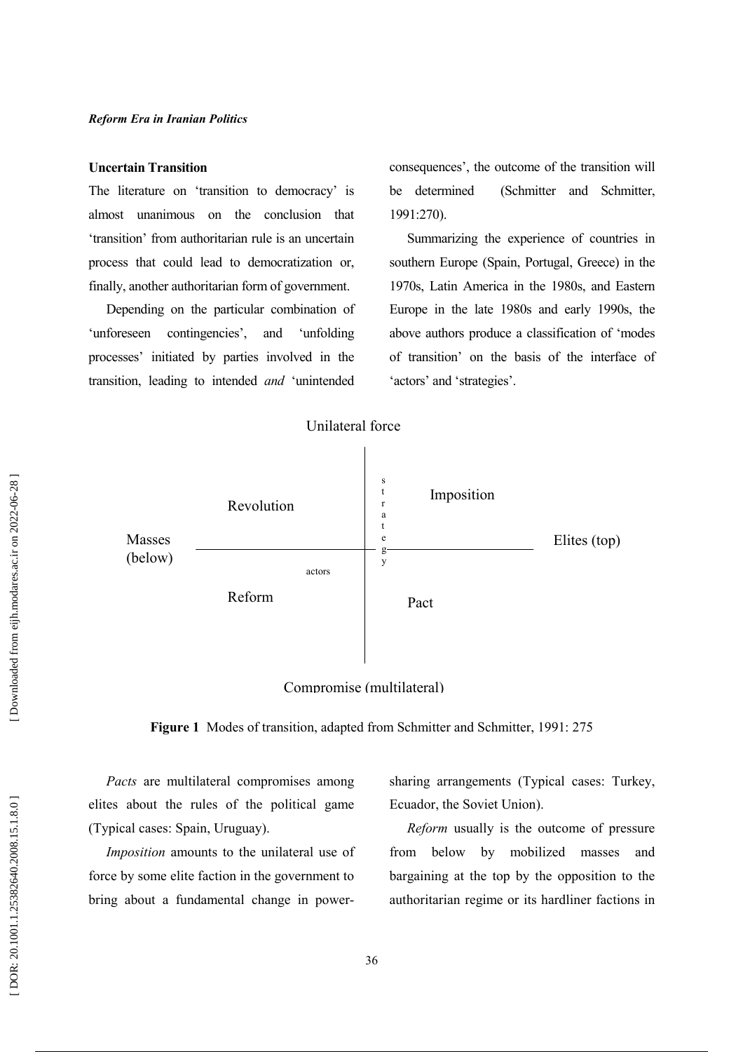### Uncertain Transition

The literature on 'transition to democracy' is almost unanimous on the conclusion that 'transition' from authoritarian rule is an uncertain process that could lead to democratization or, finally, another authoritarian form of government.

Depending on the particular combination of 'unforeseen contingencies', and 'unfolding processes' initiated by parties involved in the transition, leading to intended *and* 'unintended consequences', the outcome of the transition will be determined (Schmitter and Schmitter, 1991:270).

Summarizing the experience of countries in southern Europe (Spain, Portugal, Greece) in the 1970s, Latin America in the 1980s, and Eastern Europe in the late 1980s and early 1990s, the above authors produce a classification of 'modes of transition' on the basis of the interface of 'actors' and 'strategies'.

| | Masses (below) | Elites (top) |
|---|---|---|
| **Unilateral force** | Revolution | Imposition |
| **Compromise (multilateral)** | Reform | Pact |

(Horizontal axis: actors; vertical axis: strategy)

**Figure 1** Modes of transition, adapted from Schmitter and Schmitter, 1991: 275

*Pacts* are multilateral compromises among elites about the rules of the political game (Typical cases: Spain, Uruguay).

*Imposition* amounts to the unilateral use of force by some elite faction in the government to bring about a fundamental change in power-sharing arrangements (Typical cases: Turkey, Ecuador, the Soviet Union).

*Reform* usually is the outcome of pressure from below by mobilized masses and bargaining at the top by the opposition to the authoritarian regime or its hardliner factions in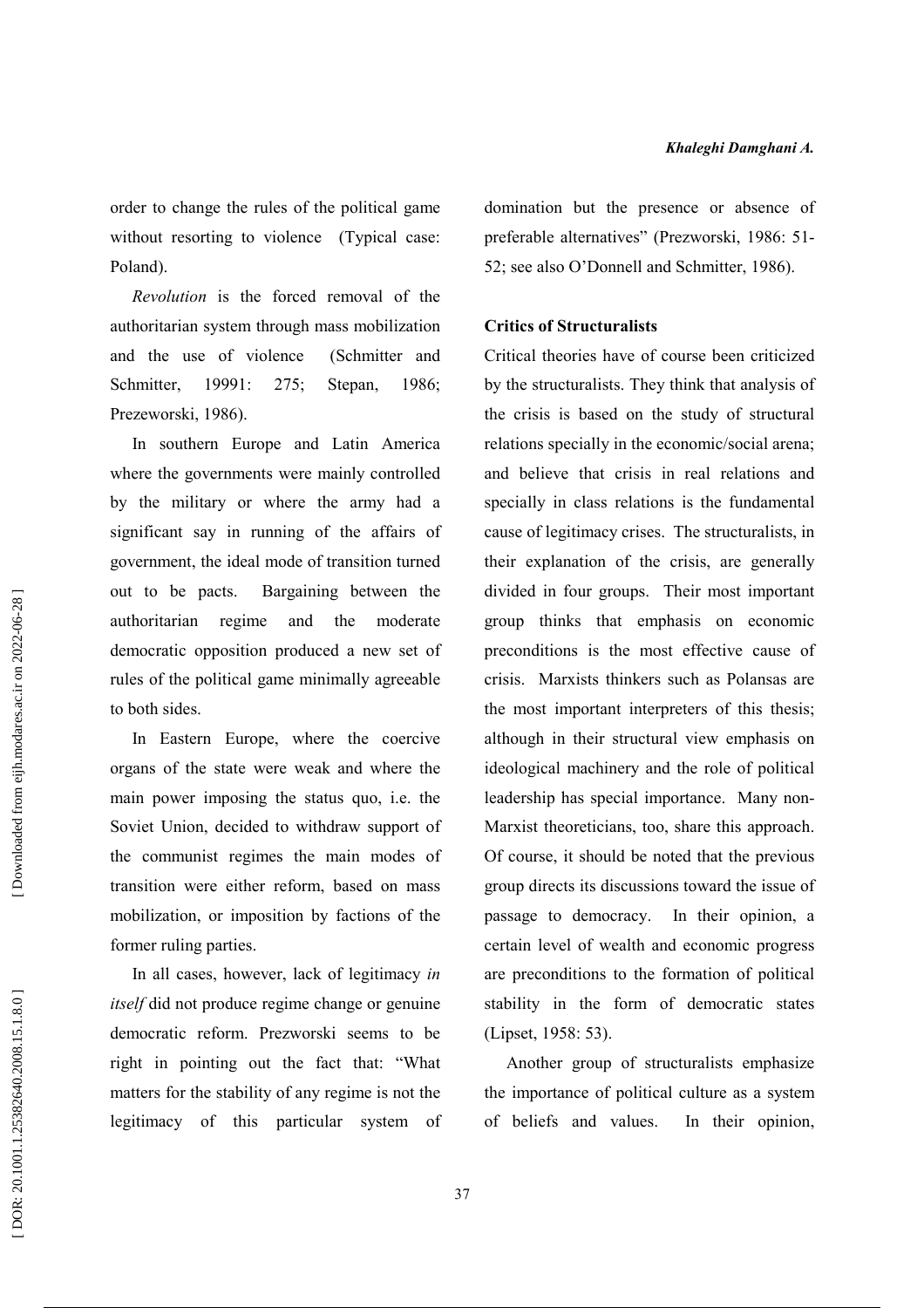order to change the rules of the political game without resorting to violence (Typical case: Poland).

*Revolution* is the forced removal of the authoritarian system through mass mobilization and the use of violence (Schmitter and Schmitter, 19991: 275; Stepan, 1986; Prezeworski, 1986).

In southern Europe and Latin America where the governments were mainly controlled by the military or where the army had a significant say in running of the affairs of government, the ideal mode of transition turned out to be pacts. Bargaining between the authoritarian regime and the moderate democratic opposition produced a new set of rules of the political game minimally agreeable to both sides.

In Eastern Europe, where the coercive organs of the state were weak and where the main power imposing the status quo, i.e. the Soviet Union, decided to withdraw support of the communist regimes the main modes of transition were either reform, based on mass mobilization, or imposition by factions of the former ruling parties.

In all cases, however, lack of legitimacy *in itself* did not produce regime change or genuine democratic reform. Prezworski seems to be right in pointing out the fact that: "What matters for the stability of any regime is not the legitimacy of this particular system of domination but the presence or absence of preferable alternatives" (Prezworski, 1986: 51-52; see also O'Donnell and Schmitter, 1986).

**Critics of Structuralists**

Critical theories have of course been criticized by the structuralists. They think that analysis of the crisis is based on the study of structural relations specially in the economic/social arena; and believe that crisis in real relations and specially in class relations is the fundamental cause of legitimacy crises. The structuralists, in their explanation of the crisis, are generally divided in four groups. Their most important group thinks that emphasis on economic preconditions is the most effective cause of crisis. Marxists thinkers such as Polansas are the most important interpreters of this thesis; although in their structural view emphasis on ideological machinery and the role of political leadership has special importance. Many non-Marxist theoreticians, too, share this approach. Of course, it should be noted that the previous group directs its discussions toward the issue of passage to democracy. In their opinion, a certain level of wealth and economic progress are preconditions to the formation of political stability in the form of democratic states (Lipset, 1958: 53).

Another group of structuralists emphasize the importance of political culture as a system of beliefs and values. In their opinion,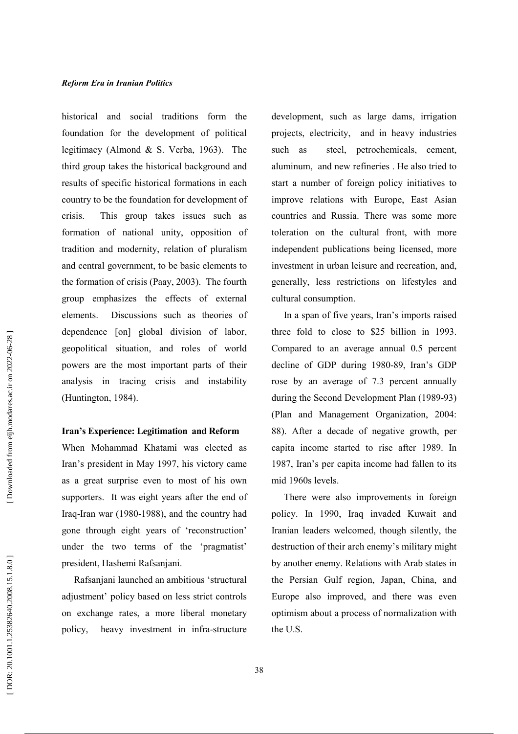historical and social traditions form the foundation for the development of political legitimacy (Almond & S. Verba, 1963). The third group takes the historical background and results of specific historical formations in each country to be the foundation for development of crisis. This group takes issues such as formation of national unity, opposition of tradition and modernity, relation of pluralism and central government, to be basic elements to the formation of crisis (Paay, 2003). The fourth group emphasizes the effects of external elements. Discussions such as theories of dependence [on] global division of labor, geopolitical situation, and roles of world powers are the most important parts of their analysis in tracing crisis and instability (Huntington, 1984).

## Iran's Experience: Legitimation and Reform

When Mohammad Khatami was elected as Iran's president in May 1997, his victory came as a great surprise even to most of his own supporters. It was eight years after the end of Iraq-Iran war (1980-1988), and the country had gone through eight years of 'reconstruction' under the two terms of the 'pragmatist' president, Hashemi Rafsanjani.

Rafsanjani launched an ambitious 'structural adjustment' policy based on less strict controls on exchange rates, a more liberal monetary policy, heavy investment in infra-structure development, such as large dams, irrigation projects, electricity, and in heavy industries such as steel, petrochemicals, cement, aluminum, and new refineries . He also tried to start a number of foreign policy initiatives to improve relations with Europe, East Asian countries and Russia. There was some more toleration on the cultural front, with more independent publications being licensed, more investment in urban leisure and recreation, and, generally, less restrictions on lifestyles and cultural consumption.

In a span of five years, Iran's imports raised three fold to close to $25 billion in 1993. Compared to an average annual 0.5 percent decline of GDP during 1980-89, Iran's GDP rose by an average of 7.3 percent annually during the Second Development Plan (1989-93) (Plan and Management Organization, 2004: 88). After a decade of negative growth, per capita income started to rise after 1989. In 1987, Iran's per capita income had fallen to its mid 1960s levels.

There were also improvements in foreign policy. In 1990, Iraq invaded Kuwait and Iranian leaders welcomed, though silently, the destruction of their arch enemy's military might by another enemy. Relations with Arab states in the Persian Gulf region, Japan, China, and Europe also improved, and there was even optimism about a process of normalization with the U.S.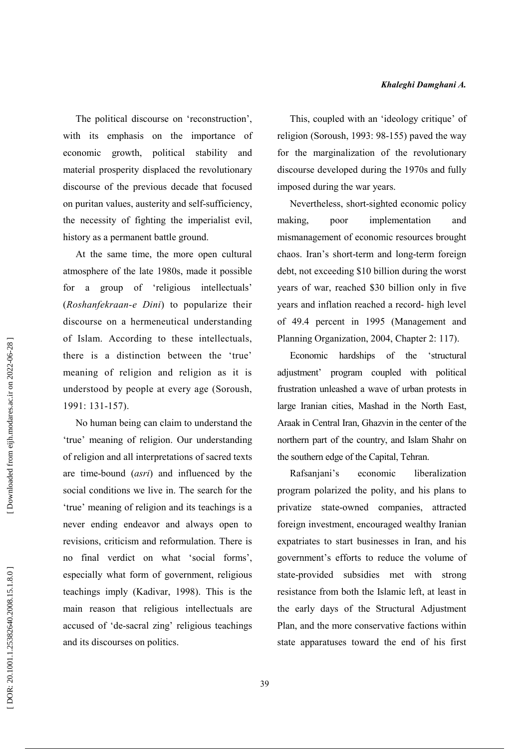The political discourse on 'reconstruction', with its emphasis on the importance of economic growth, political stability and material prosperity displaced the revolutionary discourse of the previous decade that focused on puritan values, austerity and self-sufficiency, the necessity of fighting the imperialist evil, history as a permanent battle ground.

At the same time, the more open cultural atmosphere of the late 1980s, made it possible for a group of 'religious intellectuals' (*Roshanfekraan-e Dini*) to popularize their discourse on a hermeneutical understanding of Islam. According to these intellectuals, there is a distinction between the 'true' meaning of religion and religion as it is understood by people at every age (Soroush, 1991: 131-157).

No human being can claim to understand the 'true' meaning of religion. Our understanding of religion and all interpretations of sacred texts are time-bound (*asri*) and influenced by the social conditions we live in. The search for the 'true' meaning of religion and its teachings is a never ending endeavor and always open to revisions, criticism and reformulation. There is no final verdict on what 'social forms', especially what form of government, religious teachings imply (Kadivar, 1998). This is the main reason that religious intellectuals are accused of 'de-sacral zing' religious teachings and its discourses on politics.

This, coupled with an 'ideology critique' of religion (Soroush, 1993: 98-155) paved the way for the marginalization of the revolutionary discourse developed during the 1970s and fully imposed during the war years.

Nevertheless, short-sighted economic policy making, poor implementation and mismanagement of economic resources brought chaos. Iran's short-term and long-term foreign debt, not exceeding $10 billion during the worst years of war, reached $30 billion only in five years and inflation reached a record- high level of 49.4 percent in 1995 (Management and Planning Organization, 2004, Chapter 2: 117).

Economic hardships of the 'structural adjustment' program coupled with political frustration unleashed a wave of urban protests in large Iranian cities, Mashad in the North East, Araak in Central Iran, Ghazvin in the center of the northern part of the country, and Islam Shahr on the southern edge of the Capital, Tehran.

Rafsanjani's economic liberalization program polarized the polity, and his plans to privatize state-owned companies, attracted foreign investment, encouraged wealthy Iranian expatriates to start businesses in Iran, and his government's efforts to reduce the volume of state-provided subsidies met with strong resistance from both the Islamic left, at least in the early days of the Structural Adjustment Plan, and the more conservative factions within state apparatuses toward the end of his first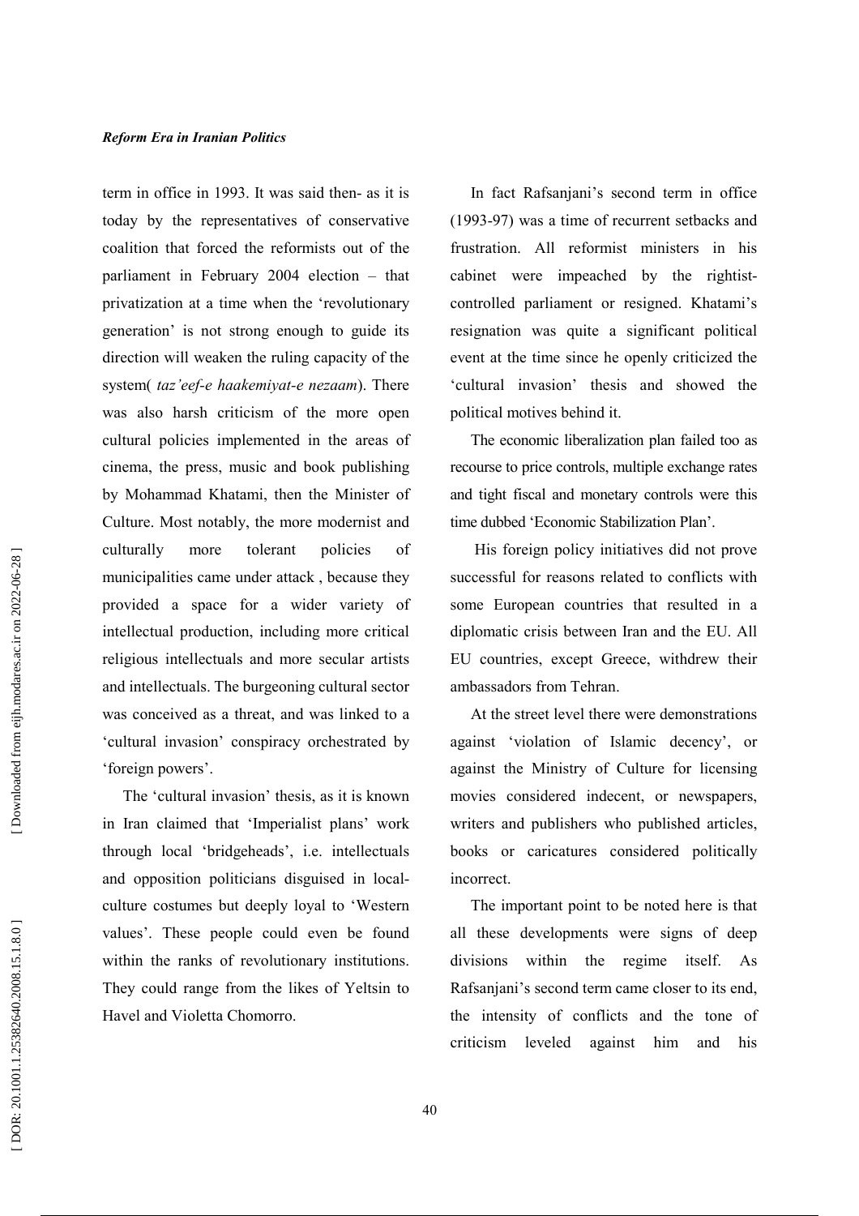term in office in 1993. It was said then- as it is today by the representatives of conservative coalition that forced the reformists out of the parliament in February 2004 election – that privatization at a time when the 'revolutionary generation' is not strong enough to guide its direction will weaken the ruling capacity of the system( *taz'eef-e haakemiyat-e nezaam*). There was also harsh criticism of the more open cultural policies implemented in the areas of cinema, the press, music and book publishing by Mohammad Khatami, then the Minister of Culture. Most notably, the more modernist and culturally more tolerant policies of municipalities came under attack , because they provided a space for a wider variety of intellectual production, including more critical religious intellectuals and more secular artists and intellectuals. The burgeoning cultural sector was conceived as a threat, and was linked to a 'cultural invasion' conspiracy orchestrated by 'foreign powers'.

The 'cultural invasion' thesis, as it is known in Iran claimed that 'Imperialist plans' work through local 'bridgeheads', i.e. intellectuals and opposition politicians disguised in local-culture costumes but deeply loyal to 'Western values'. These people could even be found within the ranks of revolutionary institutions. They could range from the likes of Yeltsin to Havel and Violetta Chomorro.

In fact Rafsanjani's second term in office (1993-97) was a time of recurrent setbacks and frustration. All reformist ministers in his cabinet were impeached by the rightist-controlled parliament or resigned. Khatami's resignation was quite a significant political event at the time since he openly criticized the 'cultural invasion' thesis and showed the political motives behind it.

The economic liberalization plan failed too as recourse to price controls, multiple exchange rates and tight fiscal and monetary controls were this time dubbed 'Economic Stabilization Plan'.

His foreign policy initiatives did not prove successful for reasons related to conflicts with some European countries that resulted in a diplomatic crisis between Iran and the EU. All EU countries, except Greece, withdrew their ambassadors from Tehran.

At the street level there were demonstrations against 'violation of Islamic decency', or against the Ministry of Culture for licensing movies considered indecent, or newspapers, writers and publishers who published articles, books or caricatures considered politically incorrect.

The important point to be noted here is that all these developments were signs of deep divisions within the regime itself. As Rafsanjani's second term came closer to its end, the intensity of conflicts and the tone of criticism leveled against him and his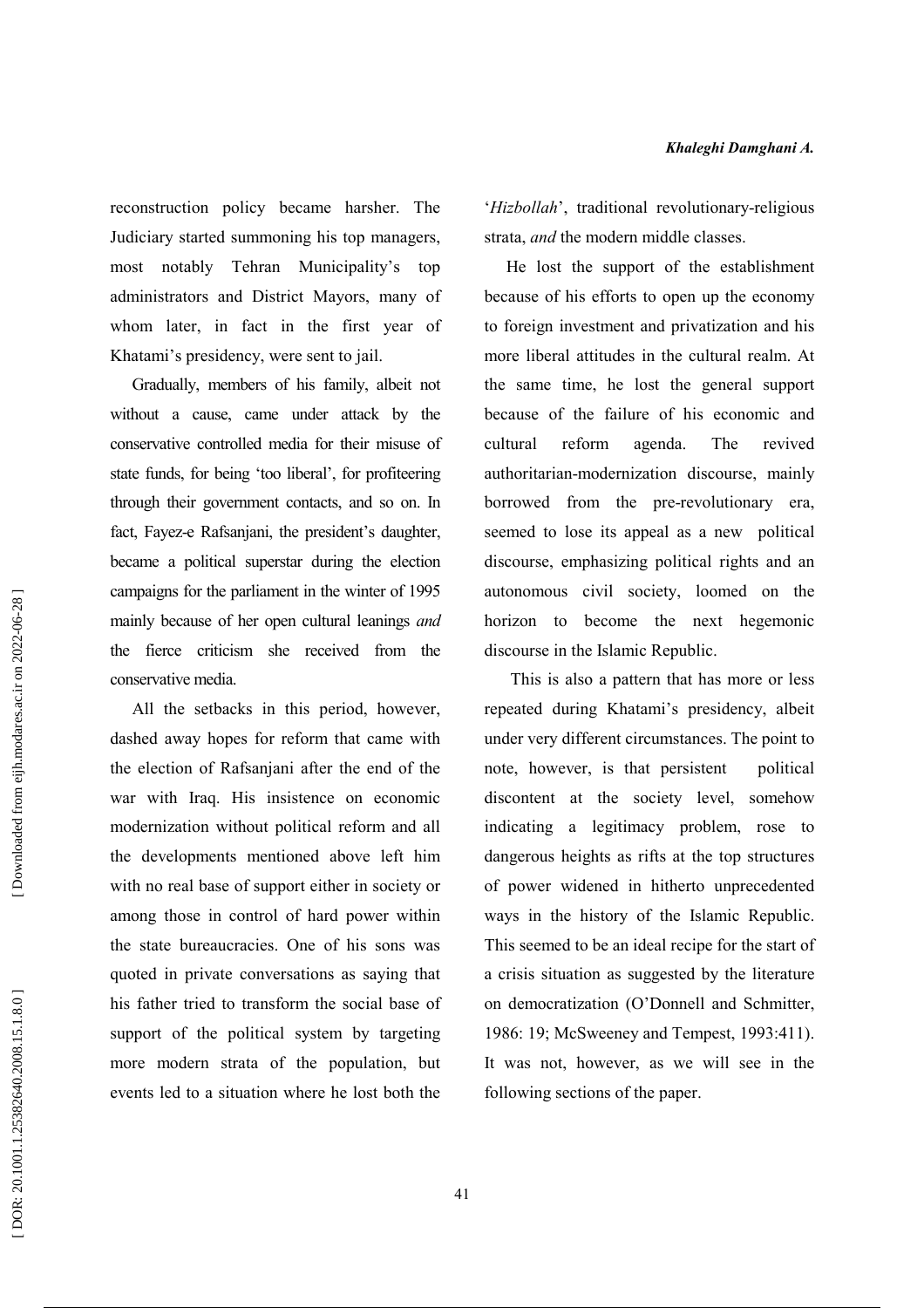reconstruction policy became harsher. The Judiciary started summoning his top managers, most notably Tehran Municipality's top administrators and District Mayors, many of whom later, in fact in the first year of Khatami's presidency, were sent to jail.

Gradually, members of his family, albeit not without a cause, came under attack by the conservative controlled media for their misuse of state funds, for being 'too liberal', for profiteering through their government contacts, and so on. In fact, Fayez-e Rafsanjani, the president's daughter, became a political superstar during the election campaigns for the parliament in the winter of 1995 mainly because of her open cultural leanings *and* the fierce criticism she received from the conservative media.

All the setbacks in this period, however, dashed away hopes for reform that came with the election of Rafsanjani after the end of the war with Iraq. His insistence on economic modernization without political reform and all the developments mentioned above left him with no real base of support either in society or among those in control of hard power within the state bureaucracies. One of his sons was quoted in private conversations as saying that his father tried to transform the social base of support of the political system by targeting more modern strata of the population, but events led to a situation where he lost both the '*Hizbollah*', traditional revolutionary-religious strata, *and* the modern middle classes.

He lost the support of the establishment because of his efforts to open up the economy to foreign investment and privatization and his more liberal attitudes in the cultural realm. At the same time, he lost the general support because of the failure of his economic and cultural reform agenda. The revived authoritarian-modernization discourse, mainly borrowed from the pre-revolutionary era, seemed to lose its appeal as a new political discourse, emphasizing political rights and an autonomous civil society, loomed on the horizon to become the next hegemonic discourse in the Islamic Republic.

This is also a pattern that has more or less repeated during Khatami's presidency, albeit under very different circumstances. The point to note, however, is that persistent political discontent at the society level, somehow indicating a legitimacy problem, rose to dangerous heights as rifts at the top structures of power widened in hitherto unprecedented ways in the history of the Islamic Republic. This seemed to be an ideal recipe for the start of a crisis situation as suggested by the literature on democratization (O'Donnell and Schmitter, 1986: 19; McSweeney and Tempest, 1993:411). It was not, however, as we will see in the following sections of the paper.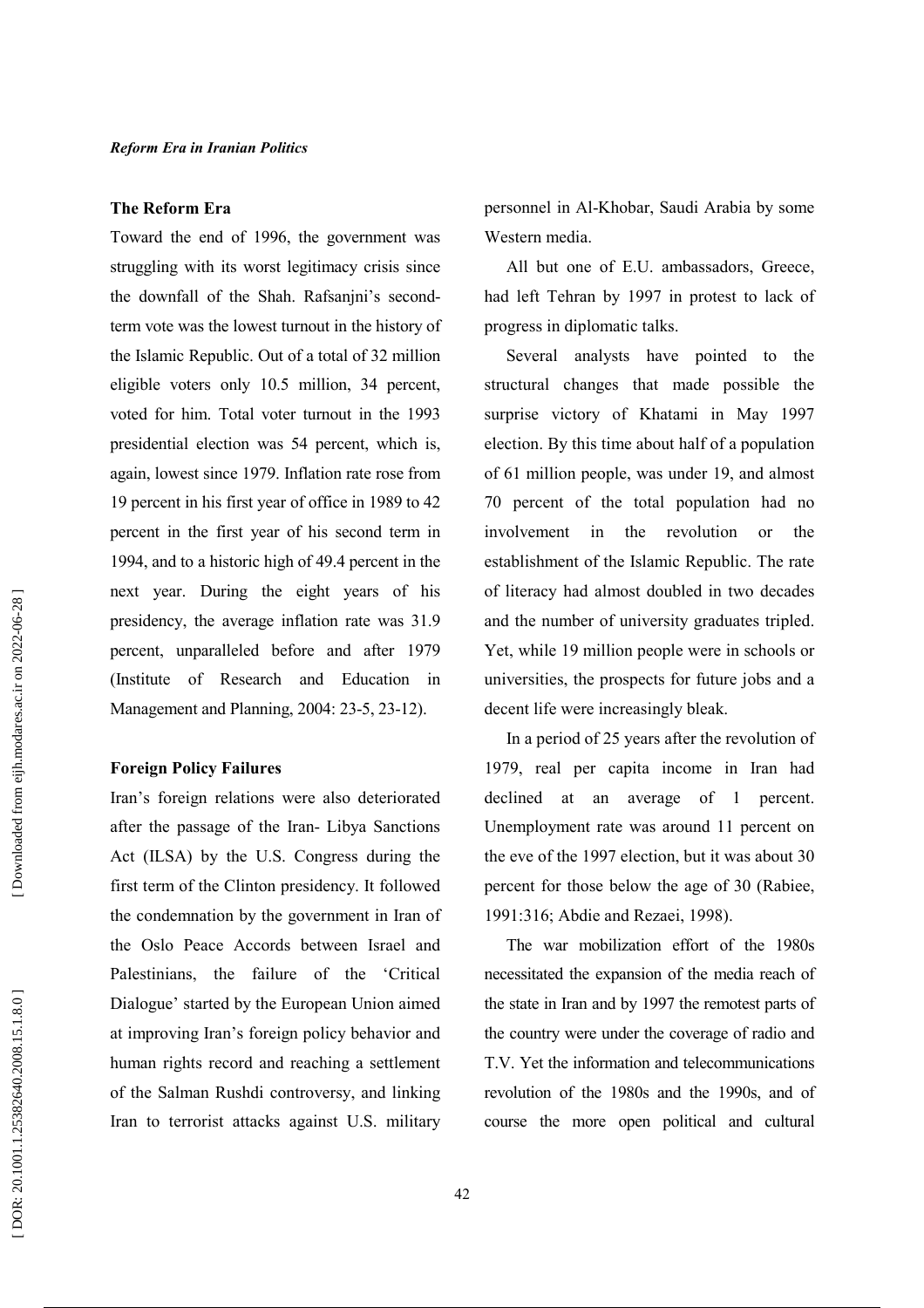### The Reform Era

Toward the end of 1996, the government was struggling with its worst legitimacy crisis since the downfall of the Shah. Rafsanjni's second-term vote was the lowest turnout in the history of the Islamic Republic. Out of a total of 32 million eligible voters only 10.5 million, 34 percent, voted for him. Total voter turnout in the 1993 presidential election was 54 percent, which is, again, lowest since 1979. Inflation rate rose from 19 percent in his first year of office in 1989 to 42 percent in the first year of his second term in 1994, and to a historic high of 49.4 percent in the next year. During the eight years of his presidency, the average inflation rate was 31.9 percent, unparalleled before and after 1979 (Institute of Research and Education in Management and Planning, 2004: 23-5, 23-12).

### Foreign Policy Failures

Iran's foreign relations were also deteriorated after the passage of the Iran- Libya Sanctions Act (ILSA) by the U.S. Congress during the first term of the Clinton presidency. It followed the condemnation by the government in Iran of the Oslo Peace Accords between Israel and Palestinians, the failure of the 'Critical Dialogue' started by the European Union aimed at improving Iran's foreign policy behavior and human rights record and reaching a settlement of the Salman Rushdi controversy, and linking Iran to terrorist attacks against U.S. military personnel in Al-Khobar, Saudi Arabia by some Western media.

All but one of E.U. ambassadors, Greece, had left Tehran by 1997 in protest to lack of progress in diplomatic talks.

Several analysts have pointed to the structural changes that made possible the surprise victory of Khatami in May 1997 election. By this time about half of a population of 61 million people, was under 19, and almost 70 percent of the total population had no involvement in the revolution or the establishment of the Islamic Republic. The rate of literacy had almost doubled in two decades and the number of university graduates tripled. Yet, while 19 million people were in schools or universities, the prospects for future jobs and a decent life were increasingly bleak.

In a period of 25 years after the revolution of 1979, real per capita income in Iran had declined at an average of 1 percent. Unemployment rate was around 11 percent on the eve of the 1997 election, but it was about 30 percent for those below the age of 30 (Rabiee, 1991:316; Abdie and Rezaei, 1998).

The war mobilization effort of the 1980s necessitated the expansion of the media reach of the state in Iran and by 1997 the remotest parts of the country were under the coverage of radio and T.V. Yet the information and telecommunications revolution of the 1980s and the 1990s, and of course the more open political and cultural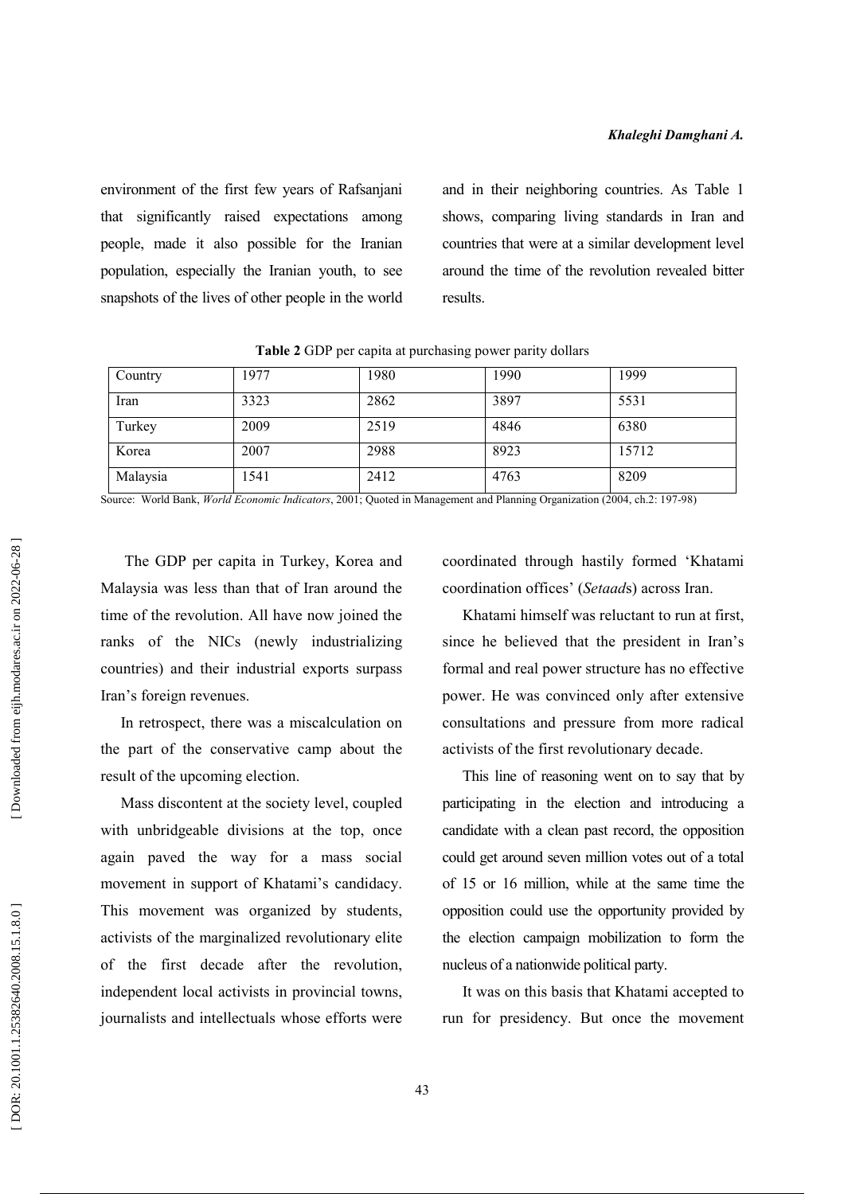environment of the first few years of Rafsanjani that significantly raised expectations among people, made it also possible for the Iranian population, especially the Iranian youth, to see snapshots of the lives of other people in the world and in their neighboring countries. As Table 1 shows, comparing living standards in Iran and countries that were at a similar development level around the time of the revolution revealed bitter results.

**Table 2** GDP per capita at purchasing power parity dollars

| Country | 1977 | 1980 | 1990 | 1999 |
|---|---|---|---|---|
| Iran | 3323 | 2862 | 3897 | 5531 |
| Turkey | 2009 | 2519 | 4846 | 6380 |
| Korea | 2007 | 2988 | 8923 | 15712 |
| Malaysia | 1541 | 2412 | 4763 | 8209 |

Source: World Bank, *World Economic Indicators*, 2001; Quoted in Management and Planning Organization (2004, ch.2: 197-98)

The GDP per capita in Turkey, Korea and Malaysia was less than that of Iran around the time of the revolution. All have now joined the ranks of the NICs (newly industrializing countries) and their industrial exports surpass Iran's foreign revenues.

In retrospect, there was a miscalculation on the part of the conservative camp about the result of the upcoming election.

Mass discontent at the society level, coupled with unbridgeable divisions at the top, once again paved the way for a mass social movement in support of Khatami's candidacy. This movement was organized by students, activists of the marginalized revolutionary elite of the first decade after the revolution, independent local activists in provincial towns, journalists and intellectuals whose efforts were coordinated through hastily formed 'Khatami coordination offices' (*Setaad*s) across Iran.

Khatami himself was reluctant to run at first, since he believed that the president in Iran's formal and real power structure has no effective power. He was convinced only after extensive consultations and pressure from more radical activists of the first revolutionary decade.

This line of reasoning went on to say that by participating in the election and introducing a candidate with a clean past record, the opposition could get around seven million votes out of a total of 15 or 16 million, while at the same time the opposition could use the opportunity provided by the election campaign mobilization to form the nucleus of a nationwide political party.

It was on this basis that Khatami accepted to run for presidency. But once the movement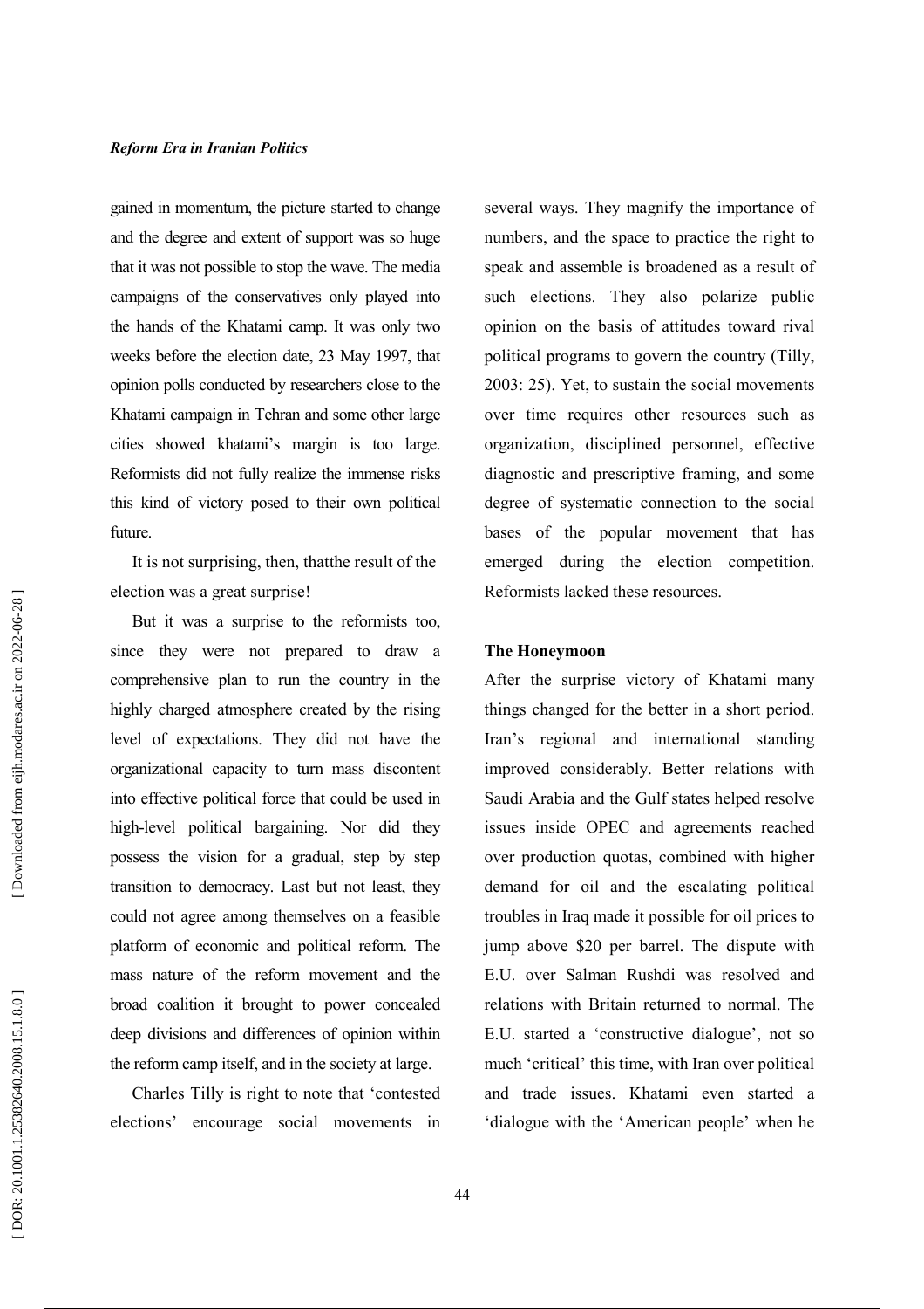gained in momentum, the picture started to change and the degree and extent of support was so huge that it was not possible to stop the wave. The media campaigns of the conservatives only played into the hands of the Khatami camp. It was only two weeks before the election date, 23 May 1997, that opinion polls conducted by researchers close to the Khatami campaign in Tehran and some other large cities showed khatami's margin is too large. Reformists did not fully realize the immense risks this kind of victory posed to their own political future.

It is not surprising, then, thatthe result of the election was a great surprise!

But it was a surprise to the reformists too, since they were not prepared to draw a comprehensive plan to run the country in the highly charged atmosphere created by the rising level of expectations. They did not have the organizational capacity to turn mass discontent into effective political force that could be used in high-level political bargaining. Nor did they possess the vision for a gradual, step by step transition to democracy. Last but not least, they could not agree among themselves on a feasible platform of economic and political reform. The mass nature of the reform movement and the broad coalition it brought to power concealed deep divisions and differences of opinion within the reform camp itself, and in the society at large.

Charles Tilly is right to note that 'contested elections' encourage social movements in several ways. They magnify the importance of numbers, and the space to practice the right to speak and assemble is broadened as a result of such elections. They also polarize public opinion on the basis of attitudes toward rival political programs to govern the country (Tilly, 2003: 25). Yet, to sustain the social movements over time requires other resources such as organization, disciplined personnel, effective diagnostic and prescriptive framing, and some degree of systematic connection to the social bases of the popular movement that has emerged during the election competition. Reformists lacked these resources.

## The Honeymoon

After the surprise victory of Khatami many things changed for the better in a short period. Iran's regional and international standing improved considerably. Better relations with Saudi Arabia and the Gulf states helped resolve issues inside OPEC and agreements reached over production quotas, combined with higher demand for oil and the escalating political troubles in Iraq made it possible for oil prices to jump above $20 per barrel. The dispute with E.U. over Salman Rushdi was resolved and relations with Britain returned to normal. The E.U. started a 'constructive dialogue', not so much 'critical' this time, with Iran over political and trade issues. Khatami even started a 'dialogue with the 'American people' when he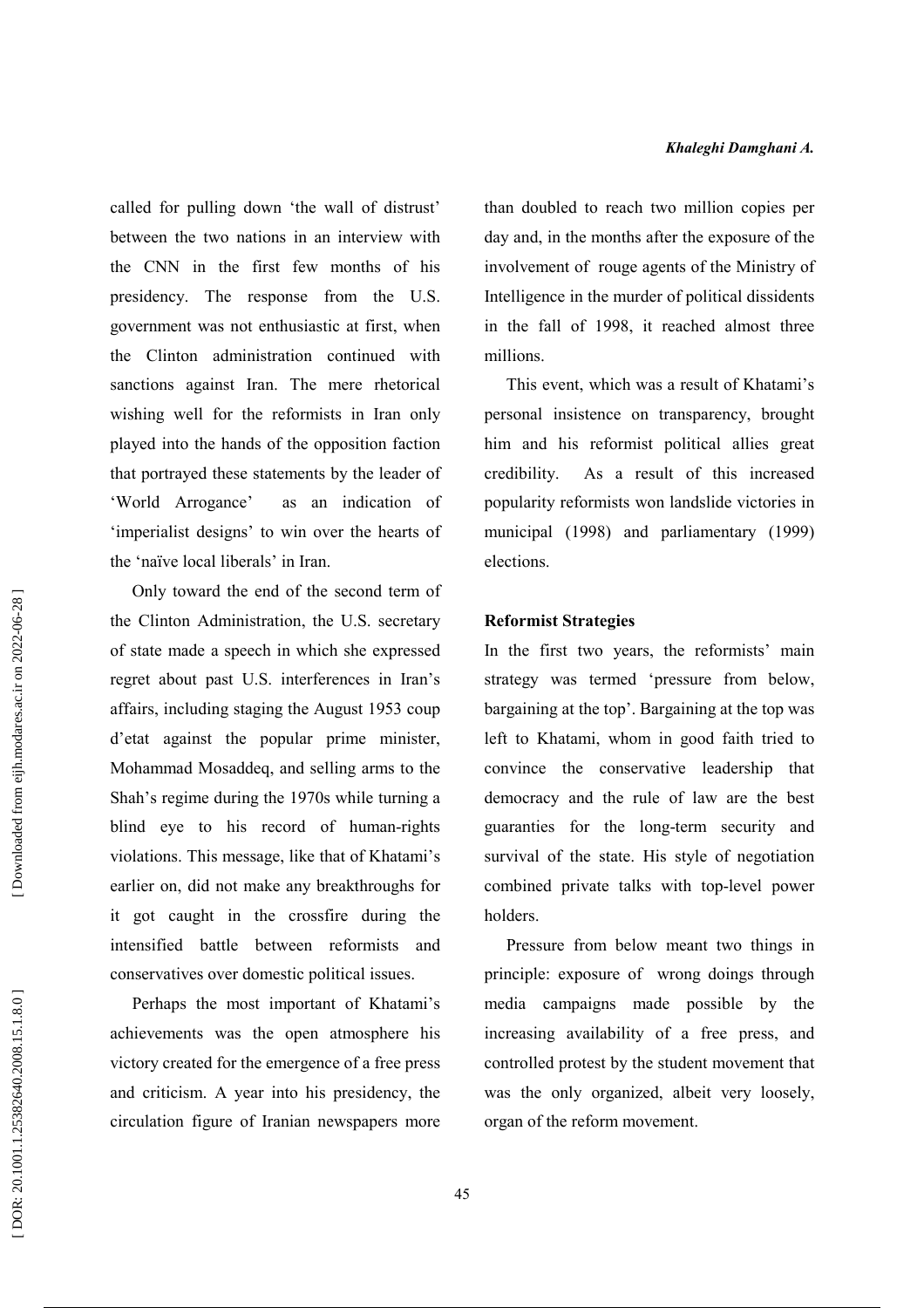called for pulling down 'the wall of distrust' between the two nations in an interview with the CNN in the first few months of his presidency. The response from the U.S. government was not enthusiastic at first, when the Clinton administration continued with sanctions against Iran. The mere rhetorical wishing well for the reformists in Iran only played into the hands of the opposition faction that portrayed these statements by the leader of 'World Arrogance' as an indication of 'imperialist designs' to win over the hearts of the 'naïve local liberals' in Iran.

Only toward the end of the second term of the Clinton Administration, the U.S. secretary of state made a speech in which she expressed regret about past U.S. interferences in Iran's affairs, including staging the August 1953 coup d'etat against the popular prime minister, Mohammad Mosaddeq, and selling arms to the Shah's regime during the 1970s while turning a blind eye to his record of human-rights violations. This message, like that of Khatami's earlier on, did not make any breakthroughs for it got caught in the crossfire during the intensified battle between reformists and conservatives over domestic political issues.

Perhaps the most important of Khatami's achievements was the open atmosphere his victory created for the emergence of a free press and criticism. A year into his presidency, the circulation figure of Iranian newspapers more than doubled to reach two million copies per day and, in the months after the exposure of the involvement of rouge agents of the Ministry of Intelligence in the murder of political dissidents in the fall of 1998, it reached almost three millions.

This event, which was a result of Khatami's personal insistence on transparency, brought him and his reformist political allies great credibility. As a result of this increased popularity reformists won landslide victories in municipal (1998) and parliamentary (1999) elections.

**Reformist Strategies**

In the first two years, the reformists' main strategy was termed 'pressure from below, bargaining at the top'. Bargaining at the top was left to Khatami, whom in good faith tried to convince the conservative leadership that democracy and the rule of law are the best guaranties for the long-term security and survival of the state. His style of negotiation combined private talks with top-level power holders.

Pressure from below meant two things in principle: exposure of wrong doings through media campaigns made possible by the increasing availability of a free press, and controlled protest by the student movement that was the only organized, albeit very loosely, organ of the reform movement.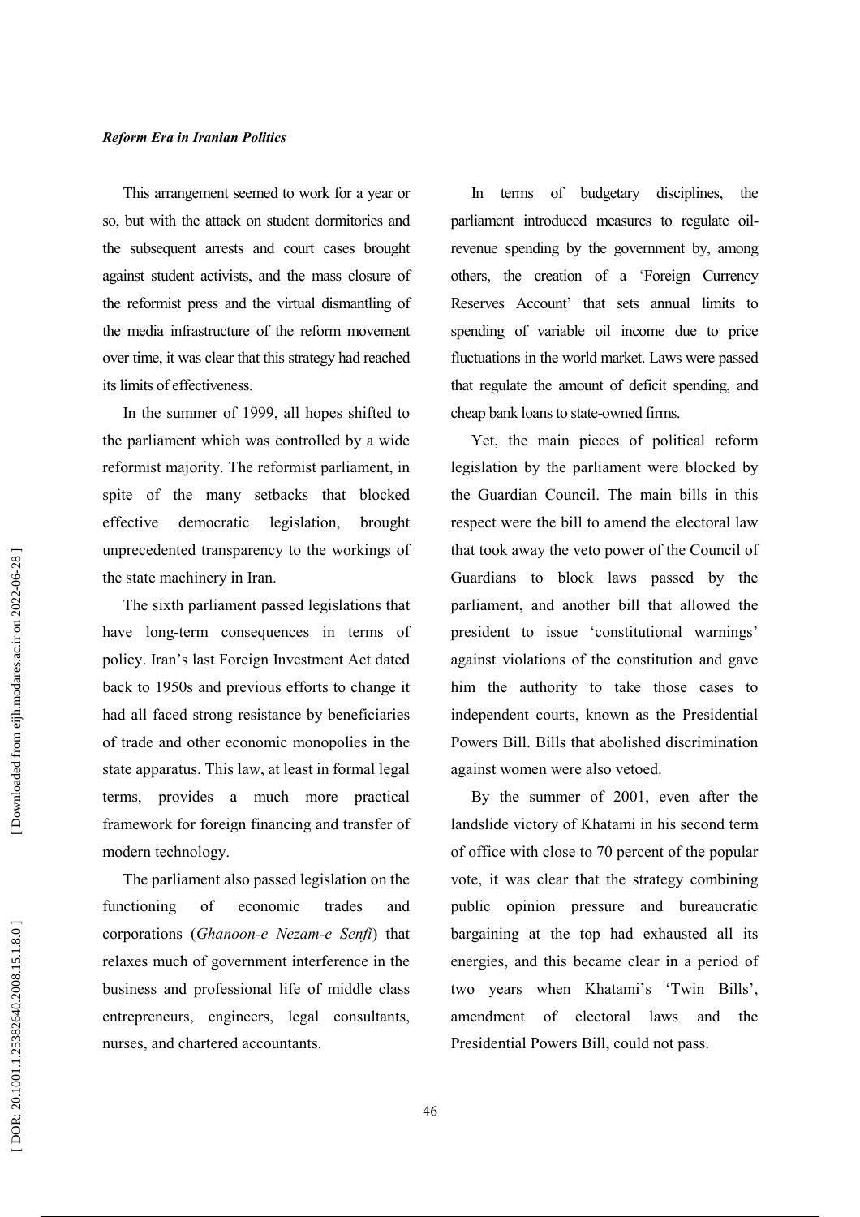This arrangement seemed to work for a year or so, but with the attack on student dormitories and the subsequent arrests and court cases brought against student activists, and the mass closure of the reformist press and the virtual dismantling of the media infrastructure of the reform movement over time, it was clear that this strategy had reached its limits of effectiveness.

In the summer of 1999, all hopes shifted to the parliament which was controlled by a wide reformist majority. The reformist parliament, in spite of the many setbacks that blocked effective democratic legislation, brought unprecedented transparency to the workings of the state machinery in Iran.

The sixth parliament passed legislations that have long-term consequences in terms of policy. Iran's last Foreign Investment Act dated back to 1950s and previous efforts to change it had all faced strong resistance by beneficiaries of trade and other economic monopolies in the state apparatus. This law, at least in formal legal terms, provides a much more practical framework for foreign financing and transfer of modern technology.

The parliament also passed legislation on the functioning of economic trades and corporations (*Ghanoon-e Nezam-e Senfi*) that relaxes much of government interference in the business and professional life of middle class entrepreneurs, engineers, legal consultants, nurses, and chartered accountants.

In terms of budgetary disciplines, the parliament introduced measures to regulate oil-revenue spending by the government by, among others, the creation of a 'Foreign Currency Reserves Account' that sets annual limits to spending of variable oil income due to price fluctuations in the world market. Laws were passed that regulate the amount of deficit spending, and cheap bank loans to state-owned firms.

Yet, the main pieces of political reform legislation by the parliament were blocked by the Guardian Council. The main bills in this respect were the bill to amend the electoral law that took away the veto power of the Council of Guardians to block laws passed by the parliament, and another bill that allowed the president to issue 'constitutional warnings' against violations of the constitution and gave him the authority to take those cases to independent courts, known as the Presidential Powers Bill. Bills that abolished discrimination against women were also vetoed.

By the summer of 2001, even after the landslide victory of Khatami in his second term of office with close to 70 percent of the popular vote, it was clear that the strategy combining public opinion pressure and bureaucratic bargaining at the top had exhausted all its energies, and this became clear in a period of two years when Khatami's 'Twin Bills', amendment of electoral laws and the Presidential Powers Bill, could not pass.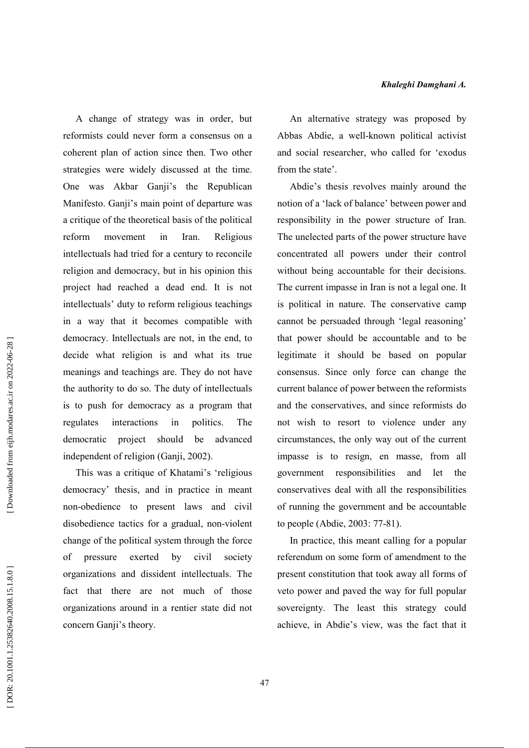A change of strategy was in order, but reformists could never form a consensus on a coherent plan of action since then. Two other strategies were widely discussed at the time. One was Akbar Ganji's the Republican Manifesto. Ganji's main point of departure was a critique of the theoretical basis of the political reform movement in Iran. Religious intellectuals had tried for a century to reconcile religion and democracy, but in his opinion this project had reached a dead end. It is not intellectuals' duty to reform religious teachings in a way that it becomes compatible with democracy. Intellectuals are not, in the end, to decide what religion is and what its true meanings and teachings are. They do not have the authority to do so. The duty of intellectuals is to push for democracy as a program that regulates interactions in politics. The democratic project should be advanced independent of religion (Ganji, 2002).

This was a critique of Khatami's 'religious democracy' thesis, and in practice in meant non-obedience to present laws and civil disobedience tactics for a gradual, non-violent change of the political system through the force of pressure exerted by civil society organizations and dissident intellectuals. The fact that there are not much of those organizations around in a rentier state did not concern Ganji's theory.

An alternative strategy was proposed by Abbas Abdie, a well-known political activist and social researcher, who called for 'exodus from the state'.

Abdie's thesis revolves mainly around the notion of a 'lack of balance' between power and responsibility in the power structure of Iran. The unelected parts of the power structure have concentrated all powers under their control without being accountable for their decisions. The current impasse in Iran is not a legal one. It is political in nature. The conservative camp cannot be persuaded through 'legal reasoning' that power should be accountable and to be legitimate it should be based on popular consensus. Since only force can change the current balance of power between the reformists and the conservatives, and since reformists do not wish to resort to violence under any circumstances, the only way out of the current impasse is to resign, en masse, from all government responsibilities and let the conservatives deal with all the responsibilities of running the government and be accountable to people (Abdie, 2003: 77-81).

In practice, this meant calling for a popular referendum on some form of amendment to the present constitution that took away all forms of veto power and paved the way for full popular sovereignty. The least this strategy could achieve, in Abdie's view, was the fact that it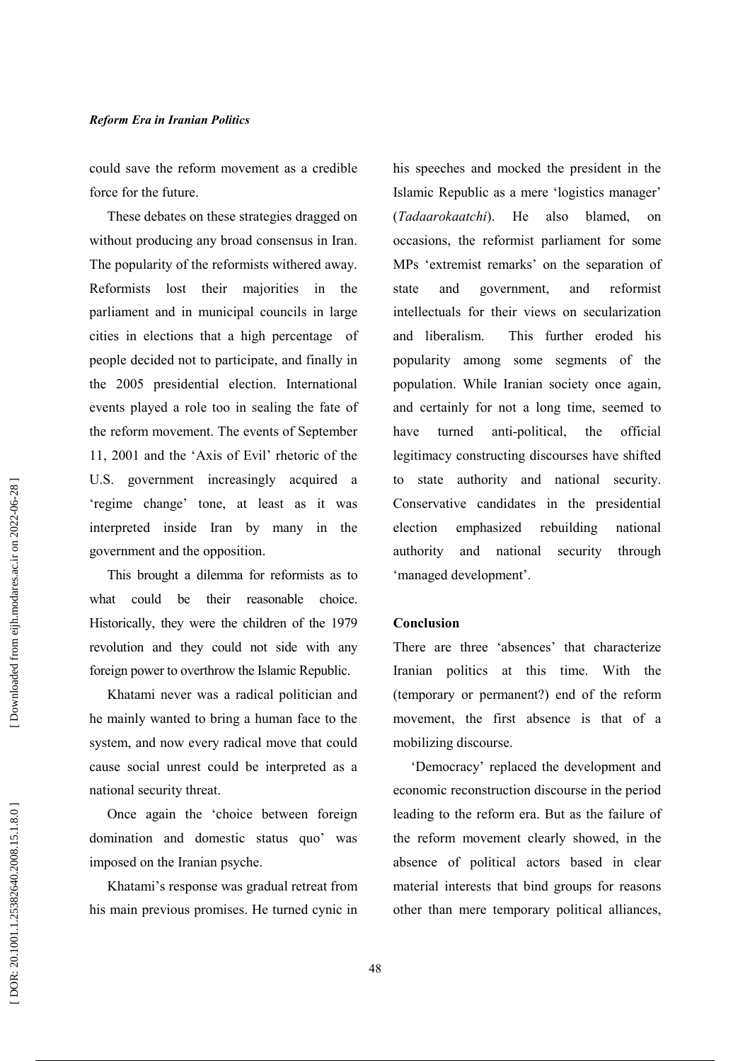could save the reform movement as a credible force for the future.

These debates on these strategies dragged on without producing any broad consensus in Iran. The popularity of the reformists withered away. Reformists lost their majorities in the parliament and in municipal councils in large cities in elections that a high percentage of people decided not to participate, and finally in the 2005 presidential election. International events played a role too in sealing the fate of the reform movement. The events of September 11, 2001 and the 'Axis of Evil' rhetoric of the U.S. government increasingly acquired a 'regime change' tone, at least as it was interpreted inside Iran by many in the government and the opposition.

This brought a dilemma for reformists as to what could be their reasonable choice. Historically, they were the children of the 1979 revolution and they could not side with any foreign power to overthrow the Islamic Republic.

Khatami never was a radical politician and he mainly wanted to bring a human face to the system, and now every radical move that could cause social unrest could be interpreted as a national security threat.

Once again the 'choice between foreign domination and domestic status quo' was imposed on the Iranian psyche.

Khatami's response was gradual retreat from his main previous promises. He turned cynic in his speeches and mocked the president in the Islamic Republic as a mere 'logistics manager' (*Tadaarokaatchi*). He also blamed, on occasions, the reformist parliament for some MPs 'extremist remarks' on the separation of state and government, and reformist intellectuals for their views on secularization and liberalism. This further eroded his popularity among some segments of the population. While Iranian society once again, and certainly for not a long time, seemed to have turned anti-political, the official legitimacy constructing discourses have shifted to state authority and national security. Conservative candidates in the presidential election emphasized rebuilding national authority and national security through 'managed development'.

## Conclusion

There are three 'absences' that characterize Iranian politics at this time. With the (temporary or permanent?) end of the reform movement, the first absence is that of a mobilizing discourse.

'Democracy' replaced the development and economic reconstruction discourse in the period leading to the reform era. But as the failure of the reform movement clearly showed, in the absence of political actors based in clear material interests that bind groups for reasons other than mere temporary political alliances,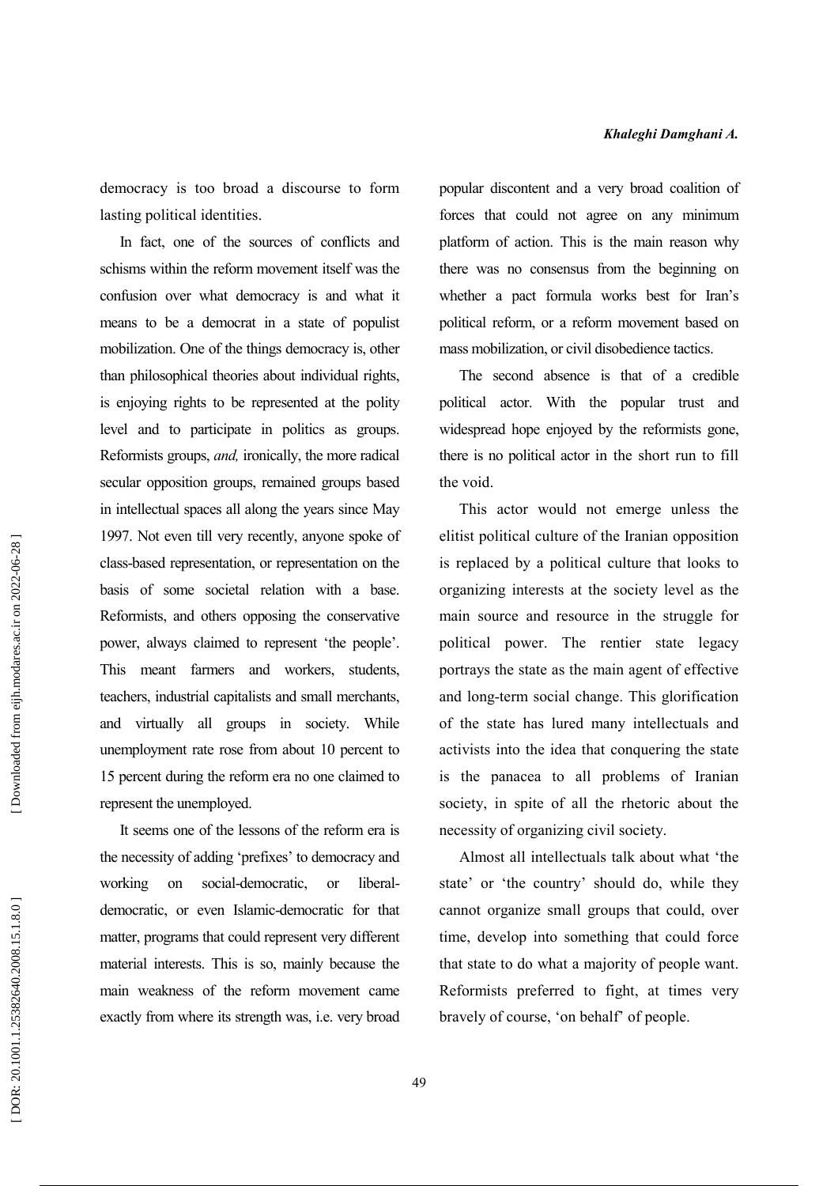democracy is too broad a discourse to form lasting political identities.

In fact, one of the sources of conflicts and schisms within the reform movement itself was the confusion over what democracy is and what it means to be a democrat in a state of populist mobilization. One of the things democracy is, other than philosophical theories about individual rights, is enjoying rights to be represented at the polity level and to participate in politics as groups. Reformists groups, *and,* ironically, the more radical secular opposition groups, remained groups based in intellectual spaces all along the years since May 1997. Not even till very recently, anyone spoke of class-based representation, or representation on the basis of some societal relation with a base. Reformists, and others opposing the conservative power, always claimed to represent 'the people'. This meant farmers and workers, students, teachers, industrial capitalists and small merchants, and virtually all groups in society. While unemployment rate rose from about 10 percent to 15 percent during the reform era no one claimed to represent the unemployed.

It seems one of the lessons of the reform era is the necessity of adding 'prefixes' to democracy and working on social-democratic, or liberal-democratic, or even Islamic-democratic for that matter, programs that could represent very different material interests. This is so, mainly because the main weakness of the reform movement came exactly from where its strength was, i.e. very broad popular discontent and a very broad coalition of forces that could not agree on any minimum platform of action. This is the main reason why there was no consensus from the beginning on whether a pact formula works best for Iran's political reform, or a reform movement based on mass mobilization, or civil disobedience tactics.

The second absence is that of a credible political actor. With the popular trust and widespread hope enjoyed by the reformists gone, there is no political actor in the short run to fill the void.

This actor would not emerge unless the elitist political culture of the Iranian opposition is replaced by a political culture that looks to organizing interests at the society level as the main source and resource in the struggle for political power. The rentier state legacy portrays the state as the main agent of effective and long-term social change. This glorification of the state has lured many intellectuals and activists into the idea that conquering the state is the panacea to all problems of Iranian society, in spite of all the rhetoric about the necessity of organizing civil society.

Almost all intellectuals talk about what 'the state' or 'the country' should do, while they cannot organize small groups that could, over time, develop into something that could force that state to do what a majority of people want. Reformists preferred to fight, at times very bravely of course, 'on behalf' of people.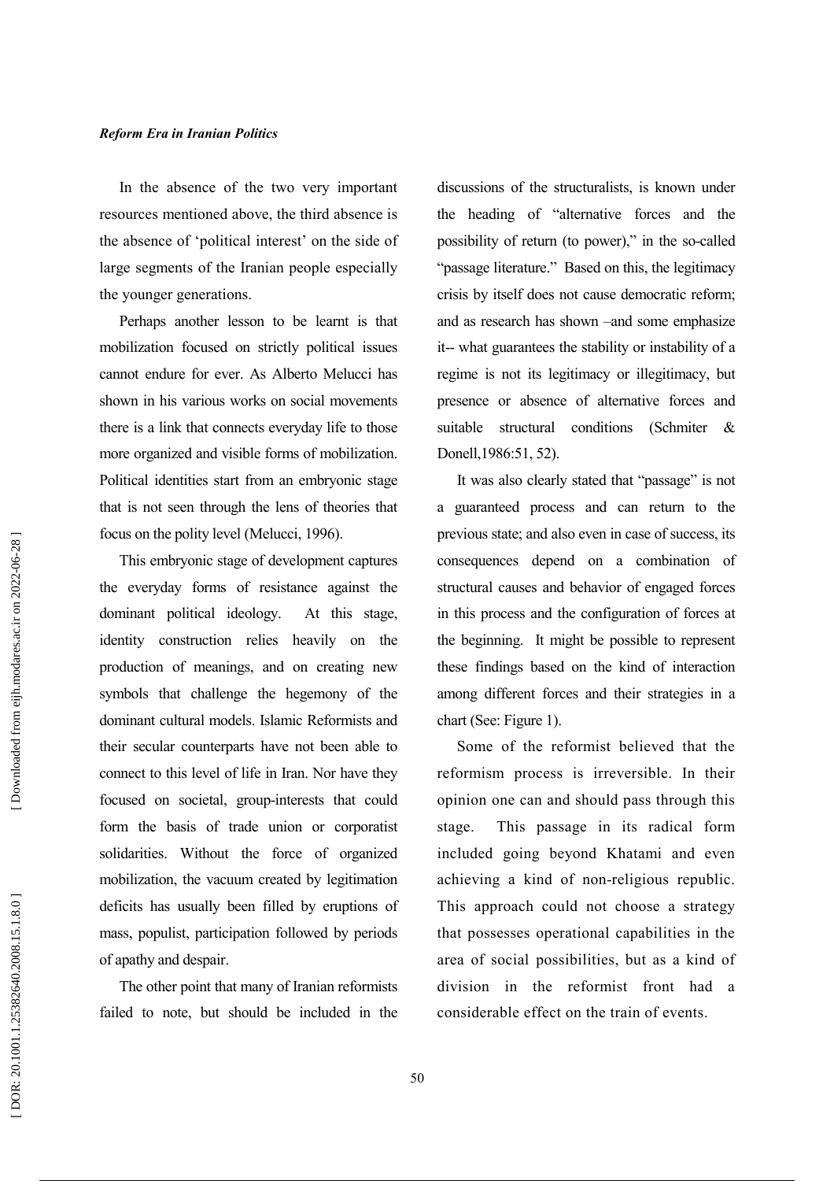In the absence of the two very important resources mentioned above, the third absence is the absence of 'political interest' on the side of large segments of the Iranian people especially the younger generations.

Perhaps another lesson to be learnt is that mobilization focused on strictly political issues cannot endure for ever. As Alberto Melucci has shown in his various works on social movements there is a link that connects everyday life to those more organized and visible forms of mobilization. Political identities start from an embryonic stage that is not seen through the lens of theories that focus on the polity level (Melucci, 1996).

This embryonic stage of development captures the everyday forms of resistance against the dominant political ideology. At this stage, identity construction relies heavily on the production of meanings, and on creating new symbols that challenge the hegemony of the dominant cultural models. Islamic Reformists and their secular counterparts have not been able to connect to this level of life in Iran. Nor have they focused on societal, group-interests that could form the basis of trade union or corporatist solidarities. Without the force of organized mobilization, the vacuum created by legitimation deficits has usually been filled by eruptions of mass, populist, participation followed by periods of apathy and despair.

The other point that many of Iranian reformists failed to note, but should be included in the discussions of the structuralists, is known under the heading of "alternative forces and the possibility of return (to power)," in the so-called "passage literature." Based on this, the legitimacy crisis by itself does not cause democratic reform; and as research has shown –and some emphasize it-- what guarantees the stability or instability of a regime is not its legitimacy or illegitimacy, but presence or absence of alternative forces and suitable structural conditions (Schmiter & Donell,1986:51, 52).

It was also clearly stated that "passage" is not a guaranteed process and can return to the previous state; and also even in case of success, its consequences depend on a combination of structural causes and behavior of engaged forces in this process and the configuration of forces at the beginning. It might be possible to represent these findings based on the kind of interaction among different forces and their strategies in a chart (See: Figure 1).

Some of the reformist believed that the reformism process is irreversible. In their opinion one can and should pass through this stage. This passage in its radical form included going beyond Khatami and even achieving a kind of non-religious republic. This approach could not choose a strategy that possesses operational capabilities in the area of social possibilities, but as a kind of division in the reformist front had a considerable effect on the train of events.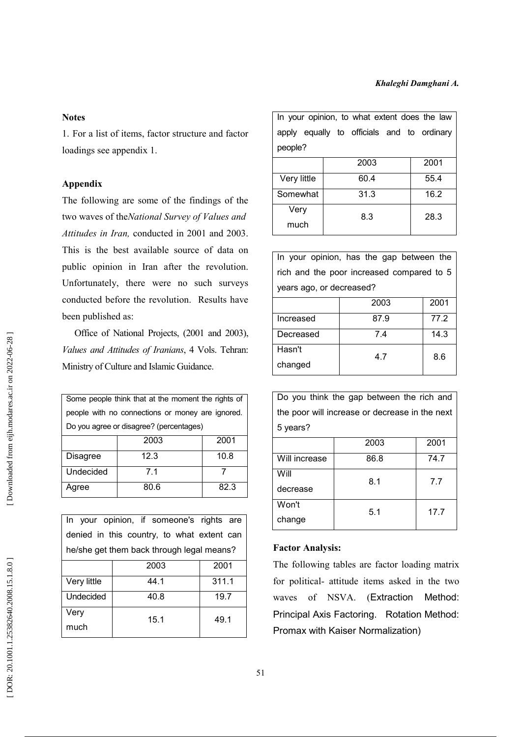**Notes**

1. For a list of items, factor structure and factor loadings see appendix 1.

**Appendix**

The following are some of the findings of the two waves of the*National Survey of Values and Attitudes in Iran,* conducted in 2001 and 2003. This is the best available source of data on public opinion in Iran after the revolution. Unfortunately, there were no such surveys conducted before the revolution. Results have been published as:

Office of National Projects, (2001 and 2003), *Values and Attitudes of Iranians*, 4 Vols. Tehran: Ministry of Culture and Islamic Guidance.

| Some people think that at the moment the rights of people with no connections or money are ignored. Do you agree or disagree? (percentages) | | |
|---|---|---|
| | 2003 | 2001 |
| Disagree | 12.3 | 10.8 |
| Undecided | 7.1 | 7 |
| Agree | 80.6 | 82.3 |

| In your opinion, if someone's rights are denied in this country, to what extent can he/she get them back through legal means? | | |
|---|---|---|
| | 2003 | 2001 |
| Very little | 44.1 | 311.1 |
| Undecided | 40.8 | 19.7 |
| Very much | 15.1 | 49.1 |

| In your opinion, to what extent does the law apply equally to officials and to ordinary people? | | |
|---|---|---|
| | 2003 | 2001 |
| Very little | 60.4 | 55.4 |
| Somewhat | 31.3 | 16.2 |
| Very much | 8.3 | 28.3 |

| In your opinion, has the gap between the rich and the poor increased compared to 5 years ago, or decreased? | | |
|---|---|---|
| | 2003 | 2001 |
| Increased | 87.9 | 77.2 |
| Decreased | 7.4 | 14.3 |
| Hasn't changed | 4.7 | 8.6 |

| Do you think the gap between the rich and the poor will increase or decrease in the next 5 years? | | |
|---|---|---|
| | 2003 | 2001 |
| Will increase | 86.8 | 74.7 |
| Will decrease | 8.1 | 7.7 |
| Won't change | 5.1 | 17.7 |

**Factor Analysis:**

The following tables are factor loading matrix for political- attitude items asked in the two waves of NSVA. (Extraction Method: Principal Axis Factoring. Rotation Method: Promax with Kaiser Normalization)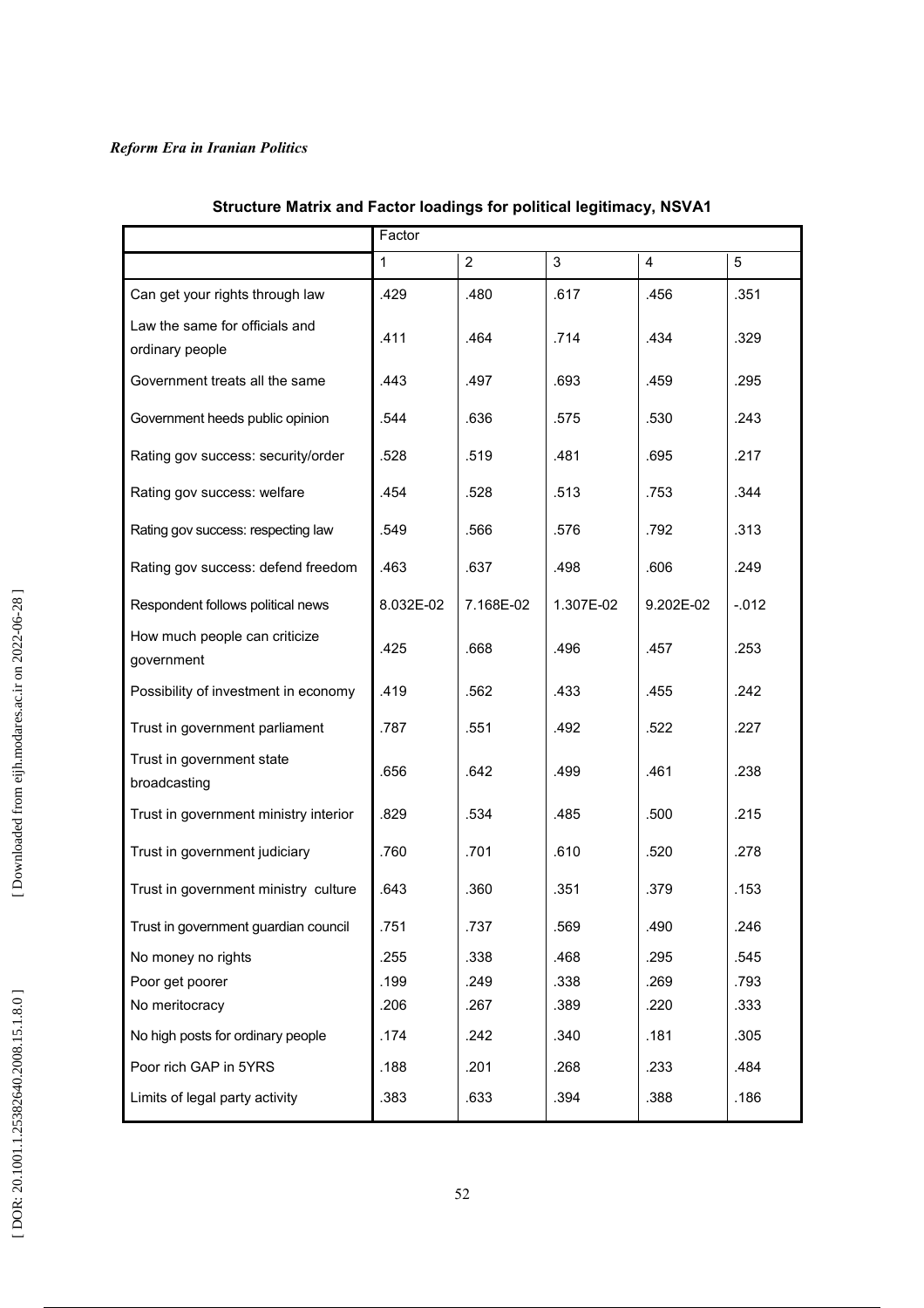**Structure Matrix and Factor loadings for political legitimacy, NSVA1**

| | Factor | | | | |
|---|---|---|---|---|---|
| | 1 | 2 | 3 | 4 | 5 |
| Can get your rights through law | .429 | .480 | .617 | .456 | .351 |
| Law the same for officials and ordinary people | .411 | .464 | .714 | .434 | .329 |
| Government treats all the same | .443 | .497 | .693 | .459 | .295 |
| Government heeds public opinion | .544 | .636 | .575 | .530 | .243 |
| Rating gov success: security/order | .528 | .519 | .481 | .695 | .217 |
| Rating gov success: welfare | .454 | .528 | .513 | .753 | .344 |
| Rating gov success: respecting law | .549 | .566 | .576 | .792 | .313 |
| Rating gov success: defend freedom | .463 | .637 | .498 | .606 | .249 |
| Respondent follows political news | 8.032E-02 | 7.168E-02 | 1.307E-02 | 9.202E-02 | -.012 |
| How much people can criticize government | .425 | .668 | .496 | .457 | .253 |
| Possibility of investment in economy | .419 | .562 | .433 | .455 | .242 |
| Trust in government parliament | .787 | .551 | .492 | .522 | .227 |
| Trust in government state broadcasting | .656 | .642 | .499 | .461 | .238 |
| Trust in government ministry interior | .829 | .534 | .485 | .500 | .215 |
| Trust in government judiciary | .760 | .701 | .610 | .520 | .278 |
| Trust in government ministry culture | .643 | .360 | .351 | .379 | .153 |
| Trust in government guardian council | .751 | .737 | .569 | .490 | .246 |
| No money no rights | .255 | .338 | .468 | .295 | .545 |
| Poor get poorer | .199 | .249 | .338 | .269 | .793 |
| No meritocracy | .206 | .267 | .389 | .220 | .333 |
| No high posts for ordinary people | .174 | .242 | .340 | .181 | .305 |
| Poor rich GAP in 5YRS | .188 | .201 | .268 | .233 | .484 |
| Limits of legal party activity | .383 | .633 | .394 | .388 | .186 |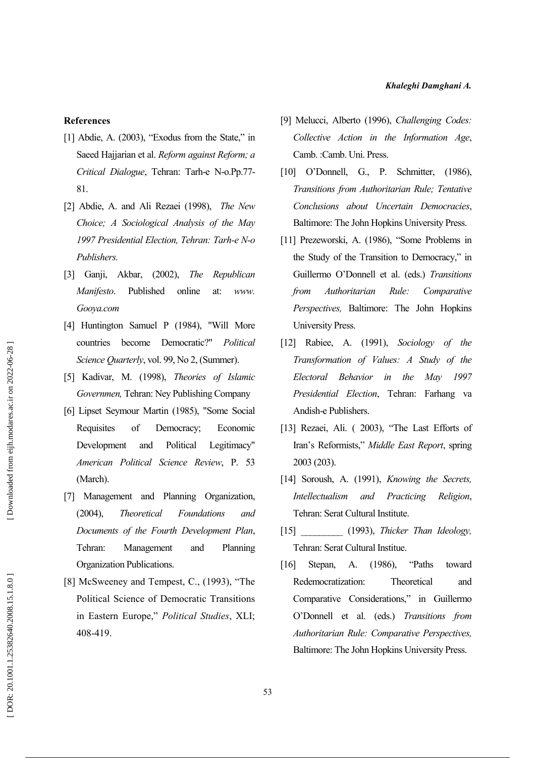## References

[1] Abdie, A. (2003), "Exodus from the State," in Saeed Hajjarian et al. *Reform against Reform; a Critical Dialogue*, Tehran: Tarh-e N-o.Pp.77-81.

[2] Abdie, A. and Ali Rezaei (1998), *The New Choice; A Sociological Analysis of the May 1997 Presidential Election, Tehran: Tarh-e N-o Publishers.*

[3] Ganji, Akbar, (2002), *The Republican Manifesto*. Published online at: *www. Gooya.com*

[4] Huntington Samuel P (1984), "Will More countries become Democratic?" *Political Science Quarterly*, vol. 99, No 2, (Summer).

[5] Kadivar, M. (1998), *Theories of Islamic Governmen,* Tehran: Ney Publishing Company

[6] Lipset Seymour Martin (1985), "Some Social Requisites of Democracy; Economic Development and Political Legitimacy" *American Political Science Review*, P. 53 (March).

[7] Management and Planning Organization, (2004), *Theoretical Foundations and Documents of the Fourth Development Plan*, Tehran: Management and Planning Organization Publications.

[8] McSweeney and Tempest, C., (1993), "The Political Science of Democratic Transitions in Eastern Europe," *Political Studies*, XLI; 408-419.

[9] Melucci, Alberto (1996), *Challenging Codes: Collective Action in the Information Age*, Camb. :Camb. Uni. Press.

[10] O'Donnell, G., P. Schmitter, (1986), *Transitions from Authoritarian Rule; Tentative Conclusions about Uncertain Democracies*, Baltimore: The John Hopkins University Press.

[11] Prezeworski, A. (1986), "Some Problems in the Study of the Transition to Democracy," in Guillermo O'Donnell et al. (eds.) *Transitions from Authoritarian Rule: Comparative Perspectives,* Baltimore: The John Hopkins University Press.

[12] Rabiee, A. (1991), *Sociology of the Transformation of Values: A Study of the Electoral Behavior in the May 1997 Presidential Election*, Tehran: Farhang va Andish-e Publishers.

[13] Rezaei, Ali. ( 2003), "The Last Efforts of Iran's Reformists," *Middle East Report*, spring 2003 (203).

[14] Soroush, A. (1991), *Knowing the Secrets, Intellectualism and Practicing Religion*, Tehran: Serat Cultural Institute.

[15] ________ (1993), *Thicker Than Ideology,* Tehran: Serat Cultural Institue.

[16] Stepan, A. (1986), "Paths toward Redemocratization: Theoretical and Comparative Considerations," in Guillermo O'Donnell et al. (eds.) *Transitions from Authoritarian Rule: Comparative Perspectives,* Baltimore: The John Hopkins University Press.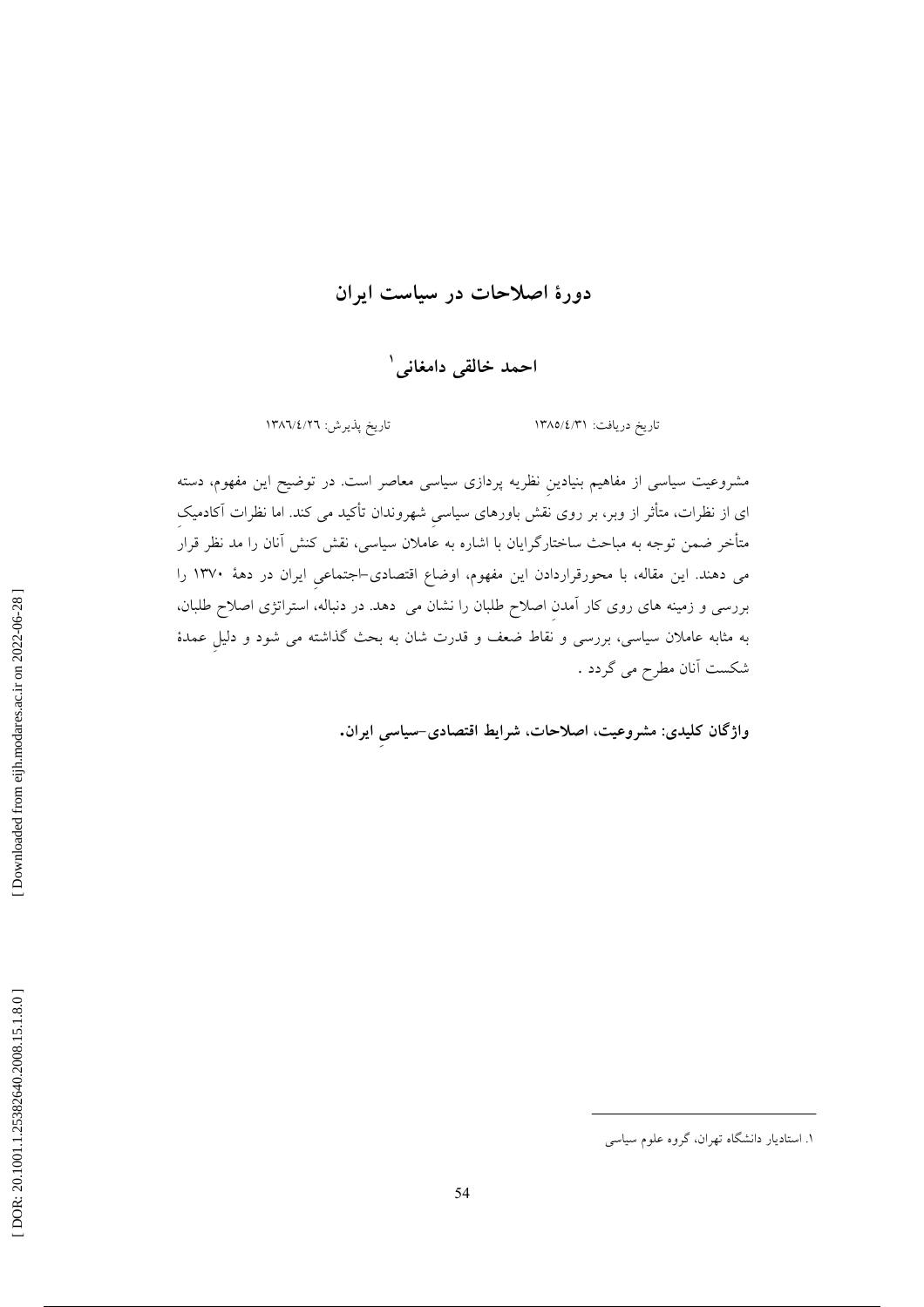# دورهٔ اصلاحات در سیاست ایران

## احمد خالقی دامغانی[1]

تاریخ دریافت: ۱۳۸۵/۴/۳۱ تاریخ پذیرش: ۱۳۸۶/۴/۲۶

مشروعیت سیاسی از مفاهیم بنیادینِ نظریه پردازی سیاسی معاصر است. در توضیح این مفهوم، دسته ای از نظرات، متأثر از وبر، بر روی نقش باورهای سیاسیِ شهروندان تأکید می کند. اما نظرات آکادمیکِ متأخر ضمن توجه به مباحث ساختارگرایان با اشاره به عاملان سیاسی، نقش کنش آنان را مد نظر قرار می دهند. این مقاله، با محورقراردادن این مفهوم، اوضاع اقتصادی–اجتماعیِ ایران در دههٔ ۱۳۷۰ را بررسی و زمینه های روی کار آمدنِ اصلاح طلبان را نشان می دهد. در دنباله، استراتژی اصلاح طلبان، به مثابه عاملان سیاسی، بررسی و نقاط ضعف و قدرت شان به بحث گذاشته می شود و دلیلِ عمدهٔ شکست آنان مطرح می گردد .

**واژگان کلیدی: مشروعیت، اصلاحات، شرایط اقتصادی–سیاسیِ ایران.**

---

۱. استادیار دانشگاه تهران، گروه علوم سیاسی